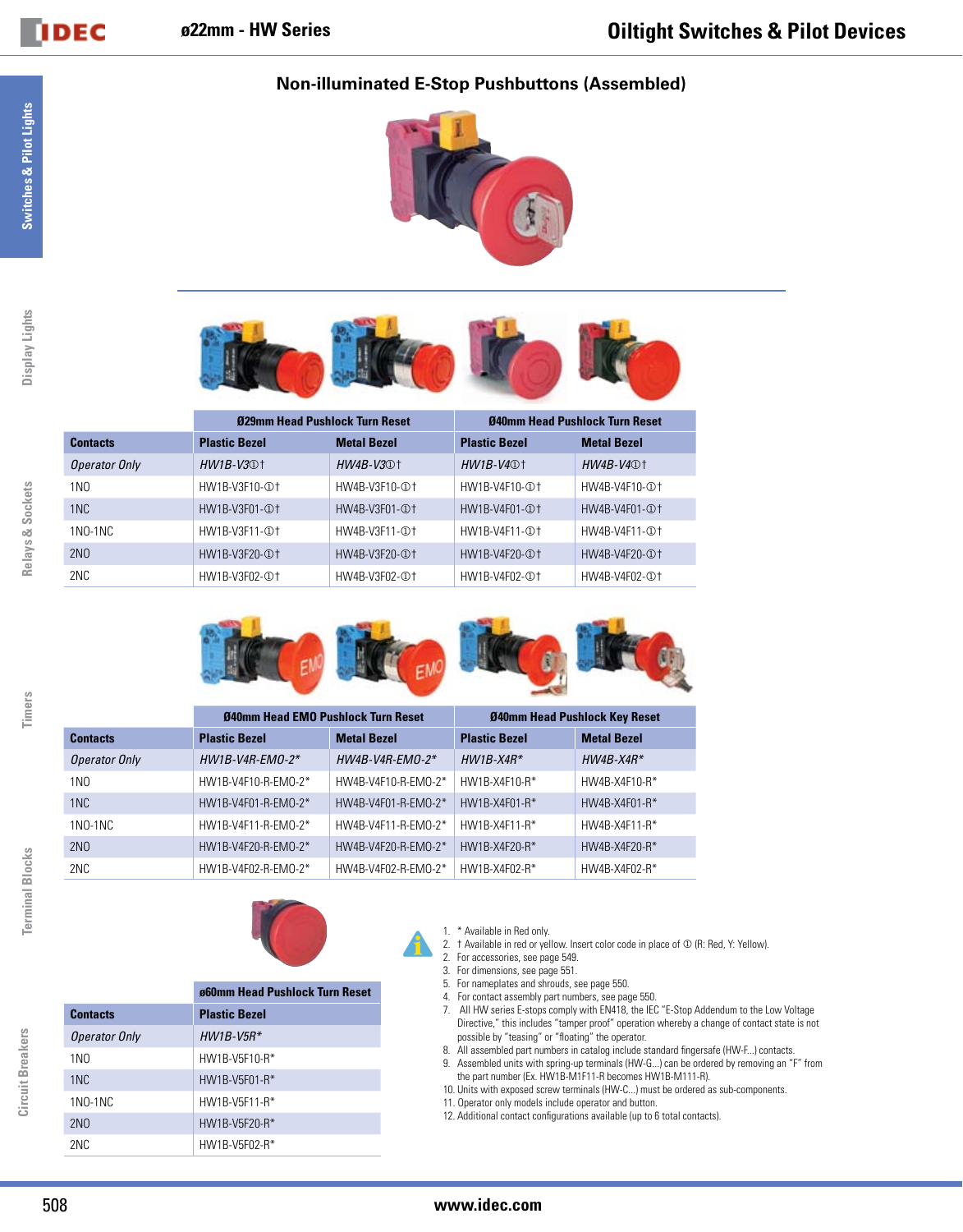## Non-illuminated E-Stop Pushbuttons (Assembled)

| Contacts | Ø29mm Head Pushlock Turn Reset | | Ø40mm Head Pushlock Turn Reset | |
|---|---|---|---|---|
| | Plastic Bezel | Metal Bezel | Plastic Bezel | Metal Bezel |
| *Operator Only* | *HW1B-V3①†* | *HW4B-V3①†* | *HW1B-V4①†* | *HW4B-V4①†* |
| 1NO | HW1B-V3F10-①† | HW4B-V3F10-①† | HW1B-V4F10-①† | HW4B-V4F10-①† |
| 1NC | HW1B-V3F01-①† | HW4B-V3F01-①† | HW1B-V4F01-①† | HW4B-V4F01-①† |
| 1NO-1NC | HW1B-V3F11-①† | HW4B-V3F11-①† | HW1B-V4F11-①† | HW4B-V4F11-①† |
| 2NO | HW1B-V3F20-①† | HW4B-V3F20-①† | HW1B-V4F20-①† | HW4B-V4F20-①† |
| 2NC | HW1B-V3F02-①† | HW4B-V3F02-①† | HW1B-V4F02-①† | HW4B-V4F02-①† |

| Contacts | Ø40mm Head EMO Pushlock Turn Reset | | Ø40mm Head Pushlock Key Reset | |
|---|---|---|---|---|
| | Plastic Bezel | Metal Bezel | Plastic Bezel | Metal Bezel |
| *Operator Only* | *HW1B-V4R-EMO-2** | *HW4B-V4R-EMO-2** | *HW1B-X4R** | *HW4B-X4R** |
| 1NO | HW1B-V4F10-R-EMO-2* | HW4B-V4F10-R-EMO-2* | HW1B-X4F10-R* | HW4B-X4F10-R* |
| 1NC | HW1B-V4F01-R-EMO-2* | HW4B-V4F01-R-EMO-2* | HW1B-X4F01-R* | HW4B-X4F01-R* |
| 1NO-1NC | HW1B-V4F11-R-EMO-2* | HW4B-V4F11-R-EMO-2* | HW1B-X4F11-R* | HW4B-X4F11-R* |
| 2NO | HW1B-V4F20-R-EMO-2* | HW4B-V4F20-R-EMO-2* | HW1B-X4F20-R* | HW4B-X4F20-R* |
| 2NC | HW1B-V4F02-R-EMO-2* | HW4B-V4F02-R-EMO-2* | HW1B-X4F02-R* | HW4B-X4F02-R* |

| Contacts | ø60mm Head Pushlock Turn Reset |
|---|---|
| | Plastic Bezel |
| *Operator Only* | *HW1B-V5R** |
| 1NO | HW1B-V5F10-R* |
| 1NC | HW1B-V5F01-R* |
| 1NO-1NC | HW1B-V5F11-R* |
| 2NO | HW1B-V5F20-R* |
| 2NC | HW1B-V5F02-R* |

1. * Available in Red only.
2. † Available in red or yellow. Insert color code in place of ① (R: Red, Y: Yellow).
2. For accessories, see page 549.
3. For dimensions, see page 551.
5. For nameplates and shrouds, see page 550.
4. For contact assembly part numbers, see page 550.
7. All HW series E-stops comply with EN418, the IEC "E-Stop Addendum to the Low Voltage Directive," this includes "tamper proof" operation whereby a change of contact state is not possible by "teasing" or "floating" the operator.
8. All assembled part numbers in catalog include standard fingersafe (HW-F...) contacts.
9. Assembled units with spring-up terminals (HW-G...) can be ordered by removing an "F" from the part number (Ex. HW1B-M1F11-R becomes HW1B-M111-R).
10. Units with exposed screw terminals (HW-C...) must be ordered as sub-components.
11. Operator only models include operator and button.
12. Additional contact configurations available (up to 6 total contacts).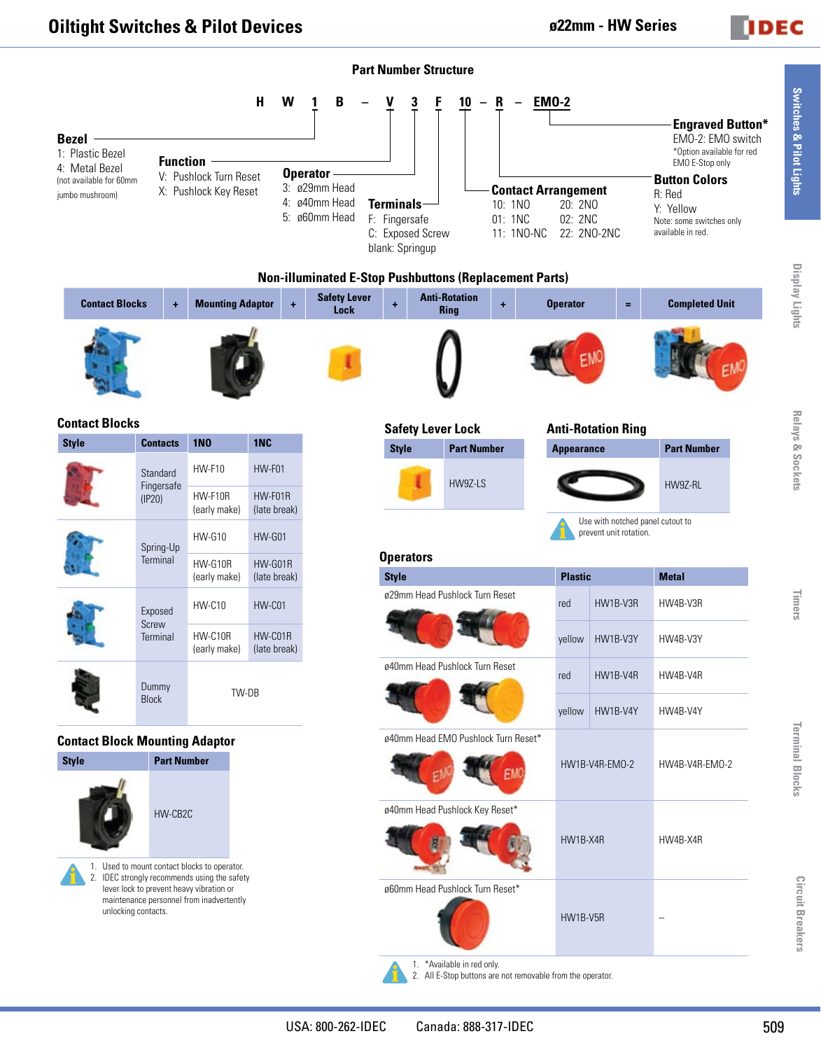## Part Number Structure

H W 1 B – V 3 F 10 – R – EMO-2

**Bezel**
1: Plastic Bezel
4: Metal Bezel (not available for 60mm jumbo mushroom)

**Function**
V: Pushlock Turn Reset
X: Pushlock Key Reset

**Operator**
3: ø29mm Head
4: ø40mm Head
5: ø60mm Head

**Terminals**
F: Fingersafe
C: Exposed Screw
blank: Springup

**Contact Arrangement**
10: 1NO
01: 1NC
11: 1NO-NC
20: 2NO
02: 2NC
22: 2NO-2NC

**Button Colors**
R: Red
Y: Yellow
Note: some switches only available in red.

**Engraved Button***
EMO-2: EMO switch
*Option available for red EMO E-Stop only

## Non-illuminated E-Stop Pushbuttons (Replacement Parts)

| Contact Blocks | + | Mounting Adaptor | + | Safety Lever Lock | + | Anti-Rotation Ring | + | Operator | = | Completed Unit |
|---|---|---|---|---|---|---|---|---|---|---|

### Contact Blocks

| Style | Contacts | 1NO | 1NC |
|---|---|---|---|
| | Standard Fingersafe (IP20) | HW-F10 | HW-F01 |
| | | HW-F10R (early make) | HW-F01R (late break) |
| | Spring-Up Terminal | HW-G10 | HW-G01 |
| | | HW-G10R (early make) | HW-G01R (late break) |
| | Exposed Screw Terminal | HW-C10 | HW-C01 |
| | | HW-C10R (early make) | HW-C01R (late break) |
| | Dummy Block | TW-DB | |

### Contact Block Mounting Adaptor

| Style | Part Number |
|---|---|
| | HW-CB2C |

1. Used to mount contact blocks to operator.
2. IDEC strongly recommends using the safety lever lock to prevent heavy vibration or maintenance personnel from inadvertently unlocking contacts.

### Safety Lever Lock

| Style | Part Number |
|---|---|
| | HW9Z-LS |

### Anti-Rotation Ring

| Appearance | Part Number |
|---|---|
| | HW9Z-RL |

Use with notched panel cutout to prevent unit rotation.

### Operators

| Style | Plastic | | Metal |
|---|---|---|---|
| ø29mm Head Pushlock Turn Reset | red | HW1B-V3R | HW4B-V3R |
| | yellow | HW1B-V3Y | HW4B-V3Y |
| ø40mm Head Pushlock Turn Reset | red | HW1B-V4R | HW4B-V4R |
| | yellow | HW1B-V4Y | HW4B-V4Y |
| ø40mm Head EMO Pushlock Turn Reset* | HW1B-V4R-EMO-2 | | HW4B-V4R-EMO-2 |
| ø40mm Head Pushlock Key Reset* | HW1B-X4R | | HW4B-X4R |
| ø60mm Head Pushlock Turn Reset* | HW1B-V5R | | – |

1. *Available in red only.
2. All E-Stop buttons are not removable from the operator.